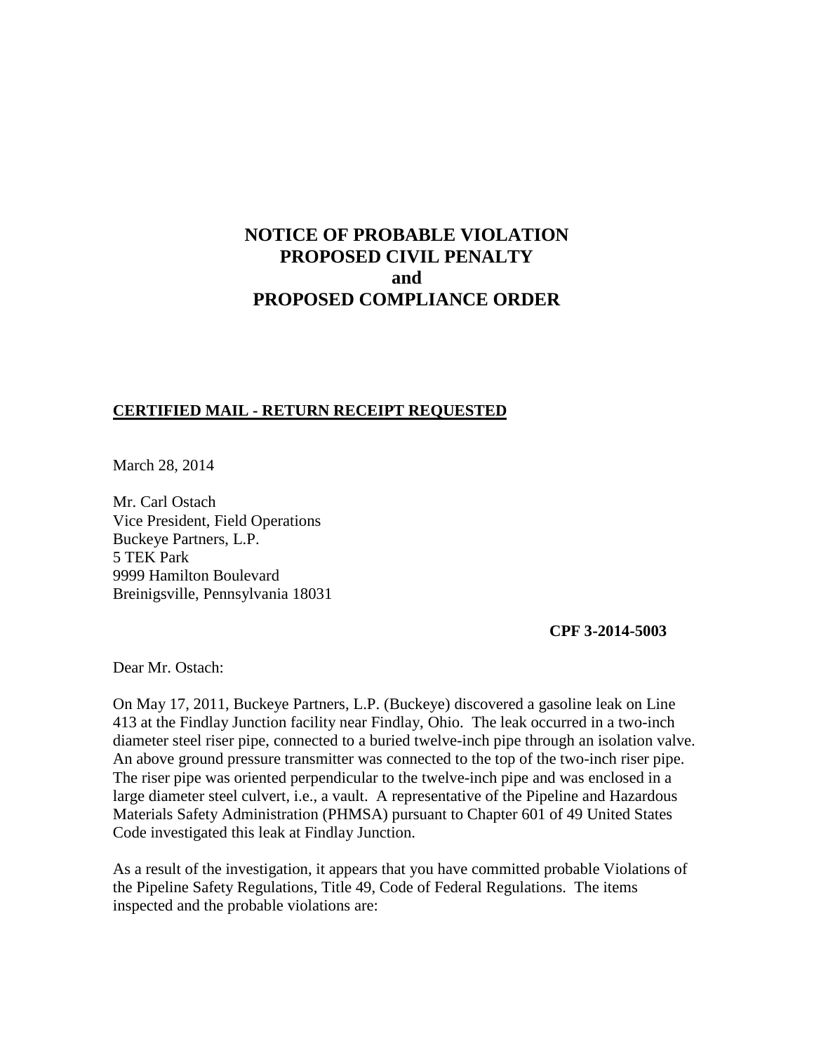# NOTICE OF PROBABLE VIOLATION
# PROPOSED CIVIL PENALTY
# and
# PROPOSED COMPLIANCE ORDER

**CERTIFIED MAIL - RETURN RECEIPT REQUESTED**

March 28, 2014

Mr. Carl Ostach
Vice President, Field Operations
Buckeye Partners, L.P.
5 TEK Park
9999 Hamilton Boulevard
Breinigsville, Pennsylvania 18031

**CPF 3-2014-5003**

Dear Mr. Ostach:

On May 17, 2011, Buckeye Partners, L.P. (Buckeye) discovered a gasoline leak on Line 413 at the Findlay Junction facility near Findlay, Ohio. The leak occurred in a two-inch diameter steel riser pipe, connected to a buried twelve-inch pipe through an isolation valve. An above ground pressure transmitter was connected to the top of the two-inch riser pipe. The riser pipe was oriented perpendicular to the twelve-inch pipe and was enclosed in a large diameter steel culvert, i.e., a vault. A representative of the Pipeline and Hazardous Materials Safety Administration (PHMSA) pursuant to Chapter 601 of 49 United States Code investigated this leak at Findlay Junction.

As a result of the investigation, it appears that you have committed probable Violations of the Pipeline Safety Regulations, Title 49, Code of Federal Regulations. The items inspected and the probable violations are: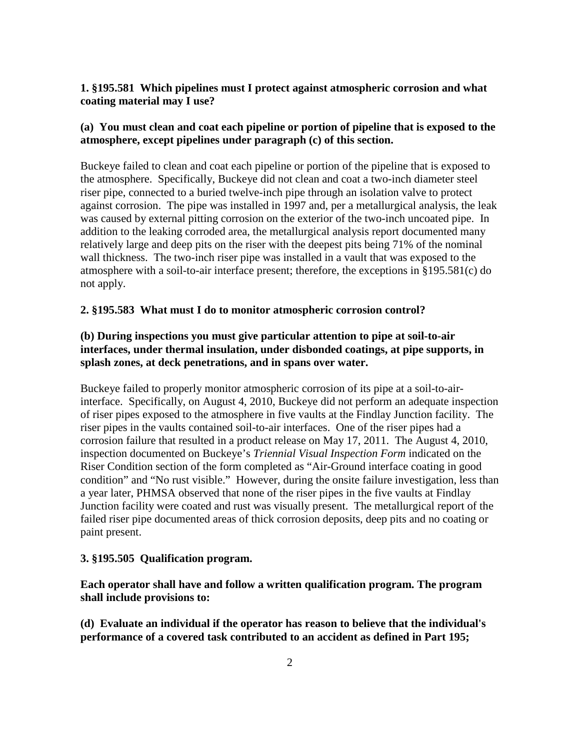**1. §195.581 Which pipelines must I protect against atmospheric corrosion and what coating material may I use?**

**(a) You must clean and coat each pipeline or portion of pipeline that is exposed to the atmosphere, except pipelines under paragraph (c) of this section.**

Buckeye failed to clean and coat each pipeline or portion of the pipeline that is exposed to the atmosphere. Specifically, Buckeye did not clean and coat a two-inch diameter steel riser pipe, connected to a buried twelve-inch pipe through an isolation valve to protect against corrosion. The pipe was installed in 1997 and, per a metallurgical analysis, the leak was caused by external pitting corrosion on the exterior of the two-inch uncoated pipe. In addition to the leaking corroded area, the metallurgical analysis report documented many relatively large and deep pits on the riser with the deepest pits being 71% of the nominal wall thickness. The two-inch riser pipe was installed in a vault that was exposed to the atmosphere with a soil-to-air interface present; therefore, the exceptions in §195.581(c) do not apply.

**2. §195.583 What must I do to monitor atmospheric corrosion control?**

**(b) During inspections you must give particular attention to pipe at soil-to-air interfaces, under thermal insulation, under disbonded coatings, at pipe supports, in splash zones, at deck penetrations, and in spans over water.**

Buckeye failed to properly monitor atmospheric corrosion of its pipe at a soil-to-air-interface. Specifically, on August 4, 2010, Buckeye did not perform an adequate inspection of riser pipes exposed to the atmosphere in five vaults at the Findlay Junction facility. The riser pipes in the vaults contained soil-to-air interfaces. One of the riser pipes had a corrosion failure that resulted in a product release on May 17, 2011. The August 4, 2010, inspection documented on Buckeye's *Triennial Visual Inspection Form* indicated on the Riser Condition section of the form completed as "Air-Ground interface coating in good condition" and "No rust visible." However, during the onsite failure investigation, less than a year later, PHMSA observed that none of the riser pipes in the five vaults at Findlay Junction facility were coated and rust was visually present. The metallurgical report of the failed riser pipe documented areas of thick corrosion deposits, deep pits and no coating or paint present.

**3. §195.505 Qualification program.**

**Each operator shall have and follow a written qualification program. The program shall include provisions to:**

**(d) Evaluate an individual if the operator has reason to believe that the individual's performance of a covered task contributed to an accident as defined in Part 195;**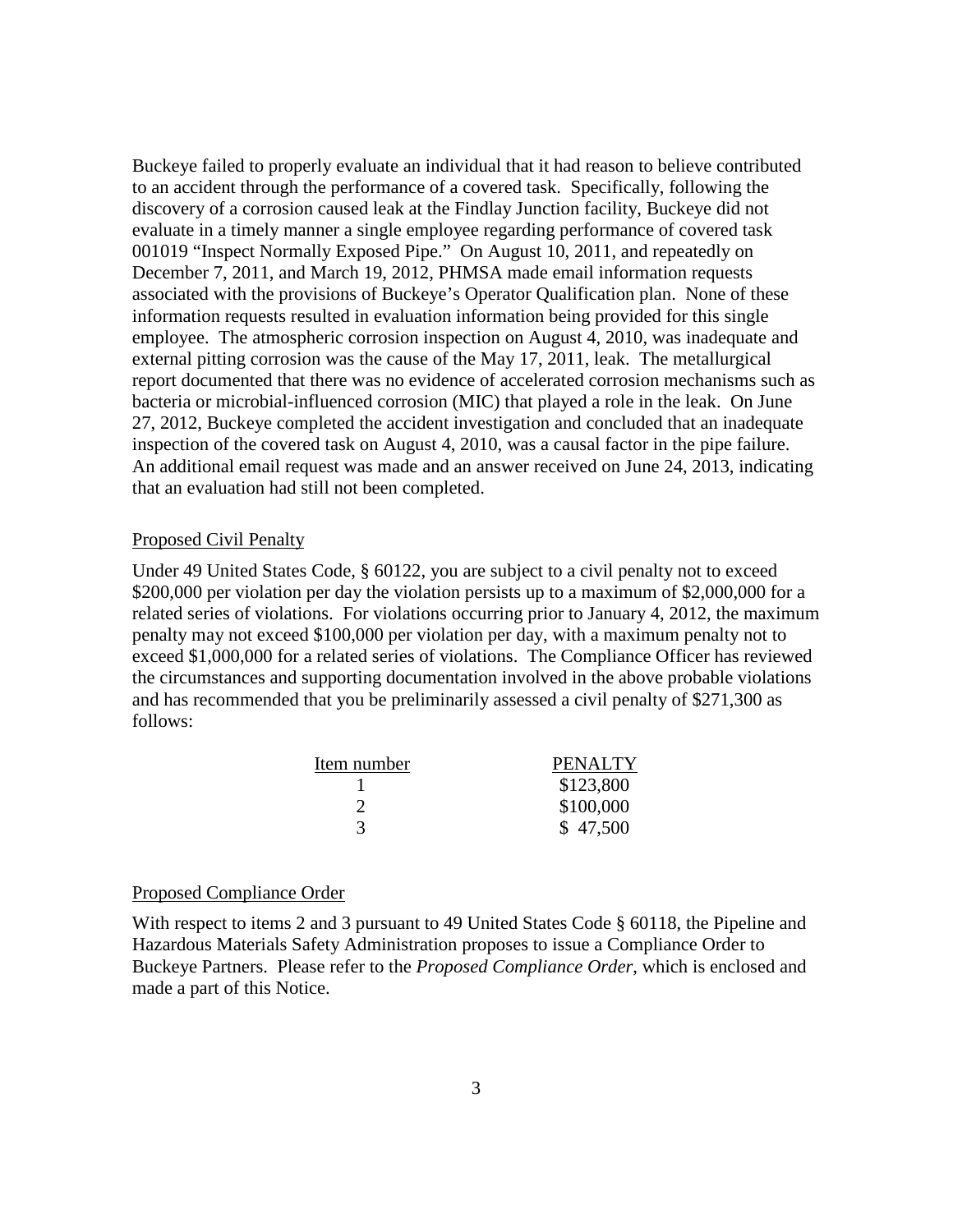Buckeye failed to properly evaluate an individual that it had reason to believe contributed to an accident through the performance of a covered task. Specifically, following the discovery of a corrosion caused leak at the Findlay Junction facility, Buckeye did not evaluate in a timely manner a single employee regarding performance of covered task 001019 "Inspect Normally Exposed Pipe." On August 10, 2011, and repeatedly on December 7, 2011, and March 19, 2012, PHMSA made email information requests associated with the provisions of Buckeye's Operator Qualification plan. None of these information requests resulted in evaluation information being provided for this single employee. The atmospheric corrosion inspection on August 4, 2010, was inadequate and external pitting corrosion was the cause of the May 17, 2011, leak. The metallurgical report documented that there was no evidence of accelerated corrosion mechanisms such as bacteria or microbial-influenced corrosion (MIC) that played a role in the leak. On June 27, 2012, Buckeye completed the accident investigation and concluded that an inadequate inspection of the covered task on August 4, 2010, was a causal factor in the pipe failure. An additional email request was made and an answer received on June 24, 2013, indicating that an evaluation had still not been completed.

Proposed Civil Penalty

Under 49 United States Code, § 60122, you are subject to a civil penalty not to exceed $200,000 per violation per day the violation persists up to a maximum of $2,000,000 for a related series of violations. For violations occurring prior to January 4, 2012, the maximum penalty may not exceed $100,000 per violation per day, with a maximum penalty not to exceed $1,000,000 for a related series of violations. The Compliance Officer has reviewed the circumstances and supporting documentation involved in the above probable violations and has recommended that you be preliminarily assessed a civil penalty of $271,300 as follows:

| Item number | PENALTY |
|---|---|
| 1 | $123,800 |
| 2 | $100,000 |
| 3 | $ 47,500 |

Proposed Compliance Order

With respect to items 2 and 3 pursuant to 49 United States Code § 60118, the Pipeline and Hazardous Materials Safety Administration proposes to issue a Compliance Order to Buckeye Partners. Please refer to the *Proposed Compliance Order*, which is enclosed and made a part of this Notice.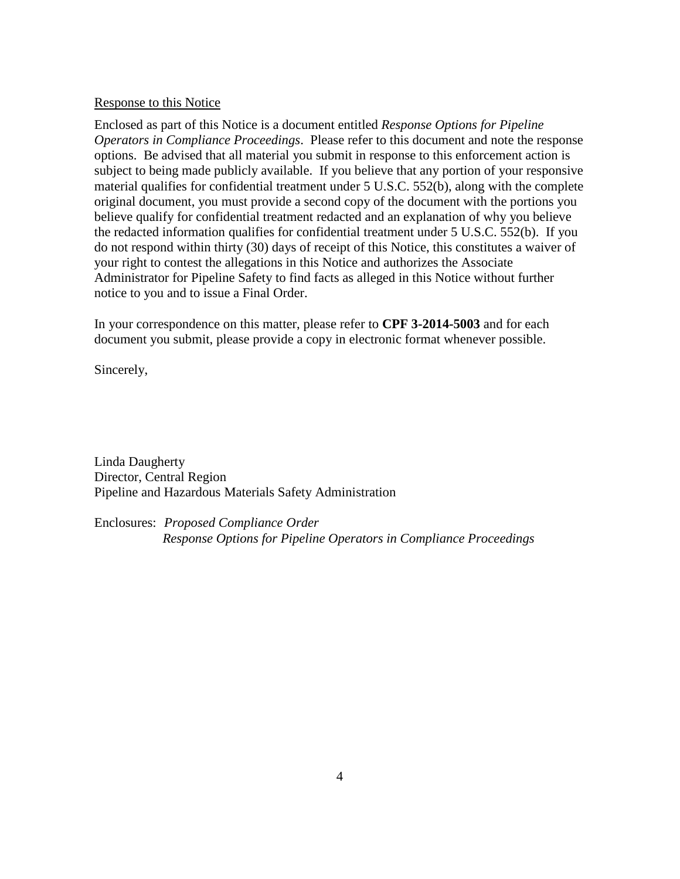Response to this Notice

Enclosed as part of this Notice is a document entitled *Response Options for Pipeline Operators in Compliance Proceedings*. Please refer to this document and note the response options. Be advised that all material you submit in response to this enforcement action is subject to being made publicly available. If you believe that any portion of your responsive material qualifies for confidential treatment under 5 U.S.C. 552(b), along with the complete original document, you must provide a second copy of the document with the portions you believe qualify for confidential treatment redacted and an explanation of why you believe the redacted information qualifies for confidential treatment under 5 U.S.C. 552(b). If you do not respond within thirty (30) days of receipt of this Notice, this constitutes a waiver of your right to contest the allegations in this Notice and authorizes the Associate Administrator for Pipeline Safety to find facts as alleged in this Notice without further notice to you and to issue a Final Order.

In your correspondence on this matter, please refer to **CPF 3-2014-5003** and for each document you submit, please provide a copy in electronic format whenever possible.

Sincerely,

Linda Daugherty
Director, Central Region
Pipeline and Hazardous Materials Safety Administration

Enclosures: *Proposed Compliance Order*
*Response Options for Pipeline Operators in Compliance Proceedings*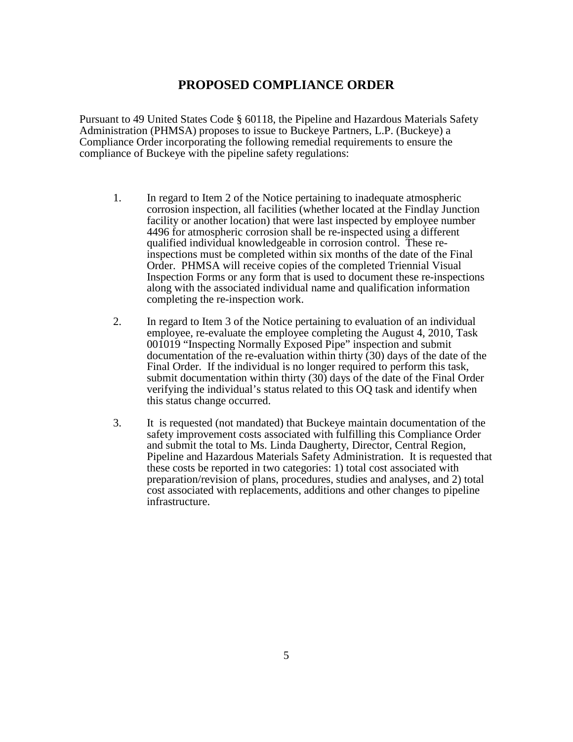# PROPOSED COMPLIANCE ORDER

Pursuant to 49 United States Code § 60118, the Pipeline and Hazardous Materials Safety Administration (PHMSA) proposes to issue to Buckeye Partners, L.P. (Buckeye) a Compliance Order incorporating the following remedial requirements to ensure the compliance of Buckeye with the pipeline safety regulations:

1. In regard to Item 2 of the Notice pertaining to inadequate atmospheric corrosion inspection, all facilities (whether located at the Findlay Junction facility or another location) that were last inspected by employee number 4496 for atmospheric corrosion shall be re-inspected using a different qualified individual knowledgeable in corrosion control. These re-inspections must be completed within six months of the date of the Final Order. PHMSA will receive copies of the completed Triennial Visual Inspection Forms or any form that is used to document these re-inspections along with the associated individual name and qualification information completing the re-inspection work.

2. In regard to Item 3 of the Notice pertaining to evaluation of an individual employee, re-evaluate the employee completing the August 4, 2010, Task 001019 "Inspecting Normally Exposed Pipe" inspection and submit documentation of the re-evaluation within thirty (30) days of the date of the Final Order. If the individual is no longer required to perform this task, submit documentation within thirty (30) days of the date of the Final Order verifying the individual's status related to this OQ task and identify when this status change occurred.

3. It is requested (not mandated) that Buckeye maintain documentation of the safety improvement costs associated with fulfilling this Compliance Order and submit the total to Ms. Linda Daugherty, Director, Central Region, Pipeline and Hazardous Materials Safety Administration. It is requested that these costs be reported in two categories: 1) total cost associated with preparation/revision of plans, procedures, studies and analyses, and 2) total cost associated with replacements, additions and other changes to pipeline infrastructure.